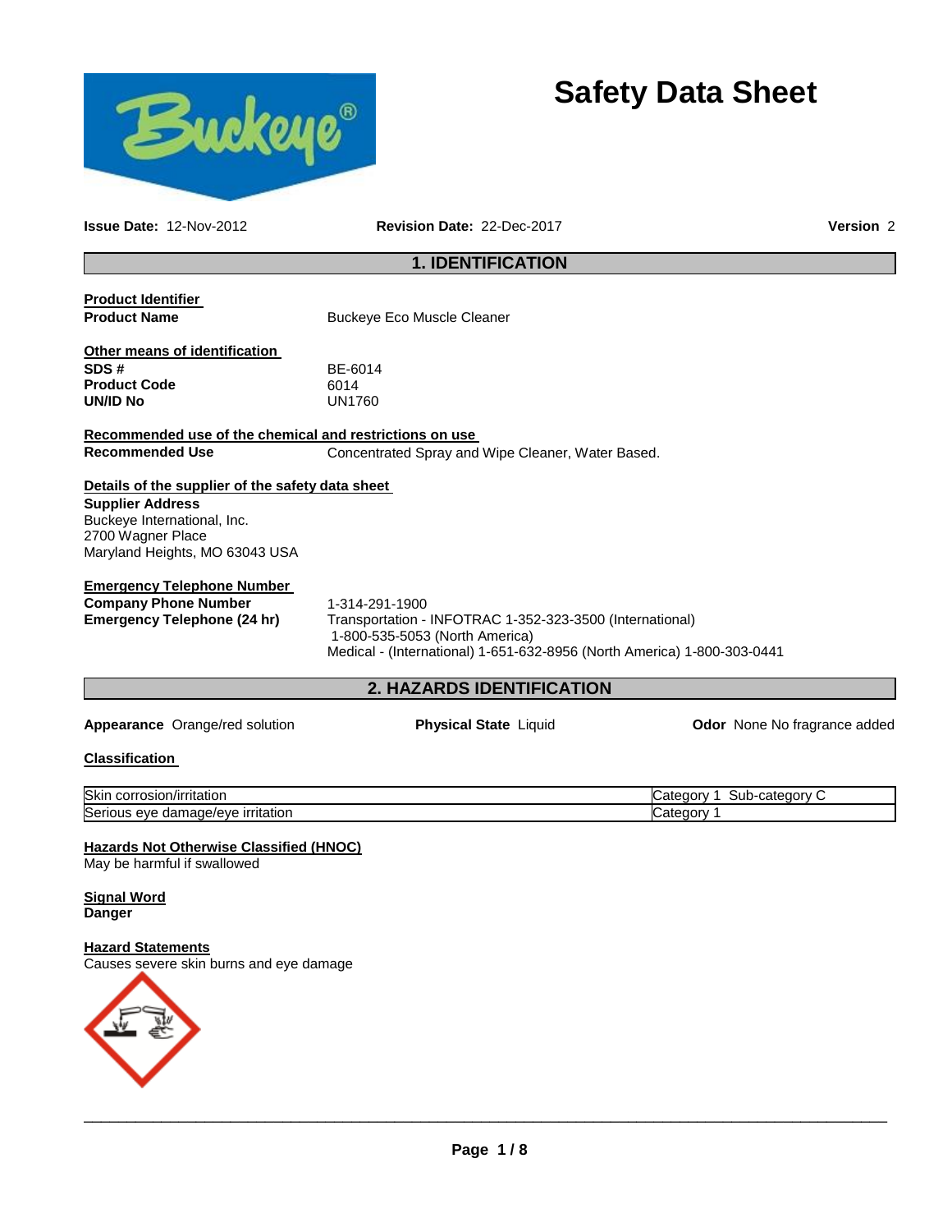# Safety Data Sheet

**Issue Date:** 12-Nov-2012 **Revision Date:** 22-Dec-2017 **Version** 2

## 1. IDENTIFICATION

**Product Identifier**

**Product Name** Buckeye Eco Muscle Cleaner

**Other means of identification**

**SDS #** BE-6014
**Product Code** 6014
**UN/ID No** UN1760

**Recommended use of the chemical and restrictions on use**

**Recommended Use** Concentrated Spray and Wipe Cleaner, Water Based.

**Details of the supplier of the safety data sheet**

**Supplier Address**
Buckeye International, Inc.
2700 Wagner Place
Maryland Heights, MO 63043 USA

**Emergency Telephone Number**

**Company Phone Number** 1-314-291-1900
**Emergency Telephone (24 hr)** Transportation - INFOTRAC 1-352-323-3500 (International)
1-800-535-5053 (North America)
Medical - (International) 1-651-632-8956 (North America) 1-800-303-0441

## 2. HAZARDS IDENTIFICATION

**Appearance** Orange/red solution **Physical State** Liquid **Odor** None No fragrance added

**Classification**

| | |
|---|---|
| Skin corrosion/irritation | Category 1 Sub-category C |
| Serious eye damage/eye irritation | Category 1 |

**Hazards Not Otherwise Classified (HNOC)**
May be harmful if swallowed

**Signal Word**
**Danger**

**Hazard Statements**
Causes severe skin burns and eye damage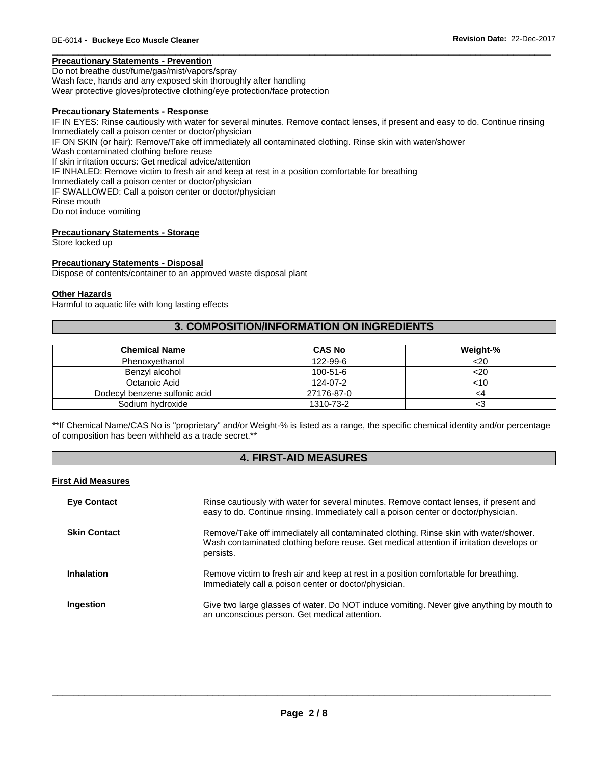**Precautionary Statements - Prevention**

Do not breathe dust/fume/gas/mist/vapors/spray
Wash face, hands and any exposed skin thoroughly after handling
Wear protective gloves/protective clothing/eye protection/face protection

**Precautionary Statements - Response**

IF IN EYES: Rinse cautiously with water for several minutes. Remove contact lenses, if present and easy to do. Continue rinsing
Immediately call a poison center or doctor/physician
IF ON SKIN (or hair): Remove/Take off immediately all contaminated clothing. Rinse skin with water/shower
Wash contaminated clothing before reuse
If skin irritation occurs: Get medical advice/attention
IF INHALED: Remove victim to fresh air and keep at rest in a position comfortable for breathing
Immediately call a poison center or doctor/physician
IF SWALLOWED: Call a poison center or doctor/physician
Rinse mouth
Do not induce vomiting

**Precautionary Statements - Storage**

Store locked up

**Precautionary Statements - Disposal**

Dispose of contents/container to an approved waste disposal plant

**Other Hazards**

Harmful to aquatic life with long lasting effects

## 3. COMPOSITION/INFORMATION ON INGREDIENTS

| Chemical Name | CAS No | Weight-% |
|---|---|---|
| Phenoxyethanol | 122-99-6 | <20 |
| Benzyl alcohol | 100-51-6 | <20 |
| Octanoic Acid | 124-07-2 | <10 |
| Dodecyl benzene sulfonic acid | 27176-87-0 | <4 |
| Sodium hydroxide | 1310-73-2 | <3 |

**If Chemical Name/CAS No is "proprietary" and/or Weight-% is listed as a range, the specific chemical identity and/or percentage of composition has been withheld as a trade secret.**

## 4. FIRST-AID MEASURES

**First Aid Measures**

**Eye Contact** Rinse cautiously with water for several minutes. Remove contact lenses, if present and easy to do. Continue rinsing. Immediately call a poison center or doctor/physician.

**Skin Contact** Remove/Take off immediately all contaminated clothing. Rinse skin with water/shower. Wash contaminated clothing before reuse. Get medical attention if irritation develops or persists.

**Inhalation** Remove victim to fresh air and keep at rest in a position comfortable for breathing. Immediately call a poison center or doctor/physician.

**Ingestion** Give two large glasses of water. Do NOT induce vomiting. Never give anything by mouth to an unconscious person. Get medical attention.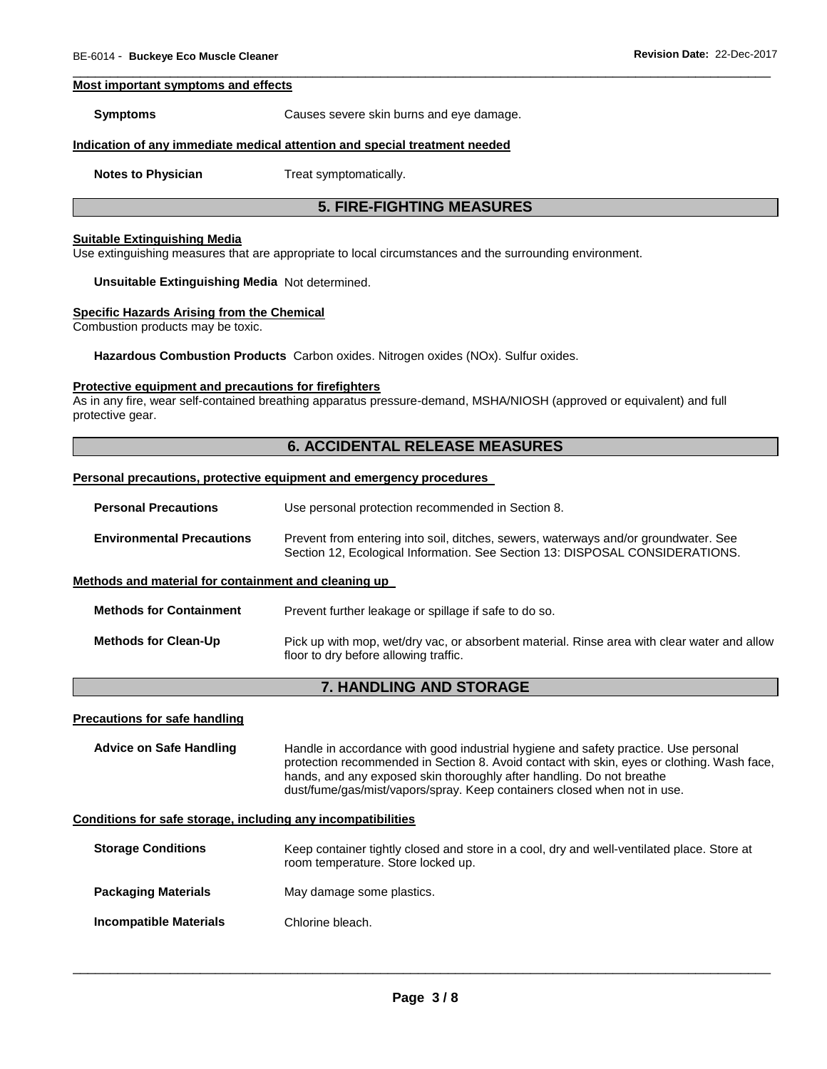#### Most important symptoms and effects

**Symptoms** Causes severe skin burns and eye damage.

#### Indication of any immediate medical attention and special treatment needed

**Notes to Physician** Treat symptomatically.

## 5. FIRE-FIGHTING MEASURES

#### Suitable Extinguishing Media

Use extinguishing measures that are appropriate to local circumstances and the surrounding environment.

**Unsuitable Extinguishing Media** Not determined.

#### Specific Hazards Arising from the Chemical

Combustion products may be toxic.

**Hazardous Combustion Products** Carbon oxides. Nitrogen oxides (NOx). Sulfur oxides.

#### Protective equipment and precautions for firefighters

As in any fire, wear self-contained breathing apparatus pressure-demand, MSHA/NIOSH (approved or equivalent) and full protective gear.

## 6. ACCIDENTAL RELEASE MEASURES

#### Personal precautions, protective equipment and emergency procedures

**Personal Precautions** Use personal protection recommended in Section 8.

**Environmental Precautions** Prevent from entering into soil, ditches, sewers, waterways and/or groundwater. See Section 12, Ecological Information. See Section 13: DISPOSAL CONSIDERATIONS.

#### Methods and material for containment and cleaning up

**Methods for Containment** Prevent further leakage or spillage if safe to do so.

**Methods for Clean-Up** Pick up with mop, wet/dry vac, or absorbent material. Rinse area with clear water and allow floor to dry before allowing traffic.

## 7. HANDLING AND STORAGE

#### Precautions for safe handling

**Advice on Safe Handling** Handle in accordance with good industrial hygiene and safety practice. Use personal protection recommended in Section 8. Avoid contact with skin, eyes or clothing. Wash face, hands, and any exposed skin thoroughly after handling. Do not breathe dust/fume/gas/mist/vapors/spray. Keep containers closed when not in use.

#### Conditions for safe storage, including any incompatibilities

**Storage Conditions** Keep container tightly closed and store in a cool, dry and well-ventilated place. Store at room temperature. Store locked up.

**Packaging Materials** May damage some plastics.

**Incompatible Materials** Chlorine bleach.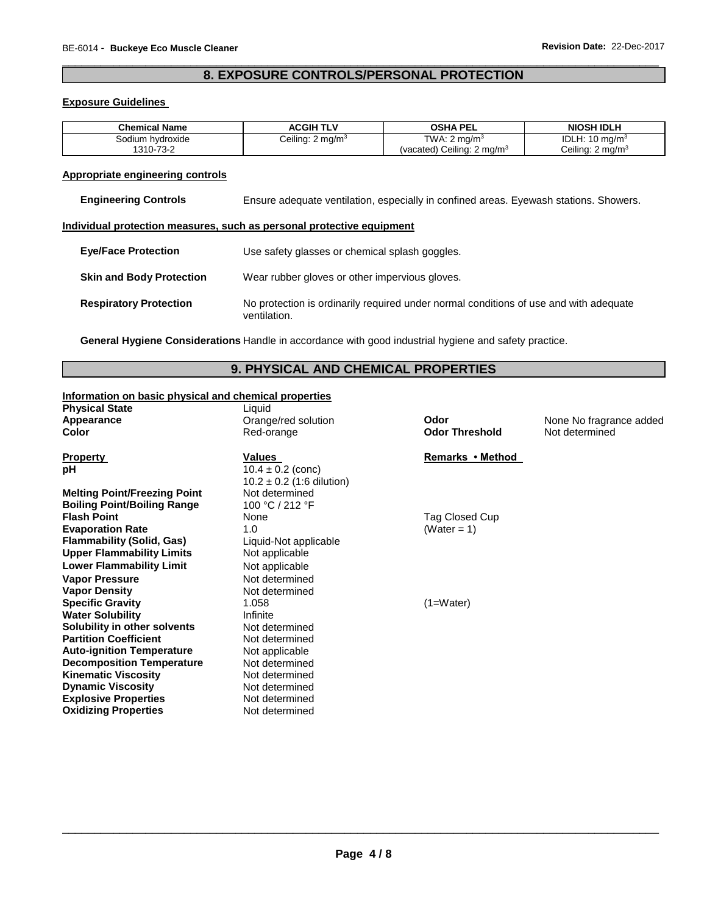## 8. EXPOSURE CONTROLS/PERSONAL PROTECTION

### Exposure Guidelines

| Chemical Name | ACGIH TLV | OSHA PEL | NIOSH IDLH |
|---|---|---|---|
| Sodium hydroxide<br>1310-73-2 | Ceiling: 2 mg/m$^3$ | TWA: 2 mg/m$^3$<br>(vacated) Ceiling: 2 mg/m$^3$ | IDLH: 10 mg/m$^3$<br>Ceiling: 2 mg/m$^3$ |

### Appropriate engineering controls

**Engineering Controls** Ensure adequate ventilation, especially in confined areas. Eyewash stations. Showers.

### Individual protection measures, such as personal protective equipment

**Eye/Face Protection** Use safety glasses or chemical splash goggles.

**Skin and Body Protection** Wear rubber gloves or other impervious gloves.

**Respiratory Protection** No protection is ordinarily required under normal conditions of use and with adequate ventilation.

**General Hygiene Considerations** Handle in accordance with good industrial hygiene and safety practice.

## 9. PHYSICAL AND CHEMICAL PROPERTIES

### Information on basic physical and chemical properties

**Physical State** Liquid
**Appearance** Orange/red solution
**Color** Red-orange
**Odor** None No fragrance added
**Odor Threshold** Not determined

| Property | Values | Remarks • Method |
|---|---|---|
| **pH** | 10.4 ± 0.2 (conc)<br>10.2 ± 0.2 (1:6 dilution) | |
| **Melting Point/Freezing Point** | Not determined | |
| **Boiling Point/Boiling Range** | 100 °C / 212 °F | |
| **Flash Point** | None | Tag Closed Cup |
| **Evaporation Rate** | 1.0 | (Water = 1) |
| **Flammability (Solid, Gas)** | Liquid-Not applicable | |
| **Upper Flammability Limits** | Not applicable | |
| **Lower Flammability Limit** | Not applicable | |
| **Vapor Pressure** | Not determined | |
| **Vapor Density** | Not determined | |
| **Specific Gravity** | 1.058 | (1=Water) |
| **Water Solubility** | Infinite | |
| **Solubility in other solvents** | Not determined | |
| **Partition Coefficient** | Not determined | |
| **Auto-ignition Temperature** | Not applicable | |
| **Decomposition Temperature** | Not determined | |
| **Kinematic Viscosity** | Not determined | |
| **Dynamic Viscosity** | Not determined | |
| **Explosive Properties** | Not determined | |
| **Oxidizing Properties** | Not determined | |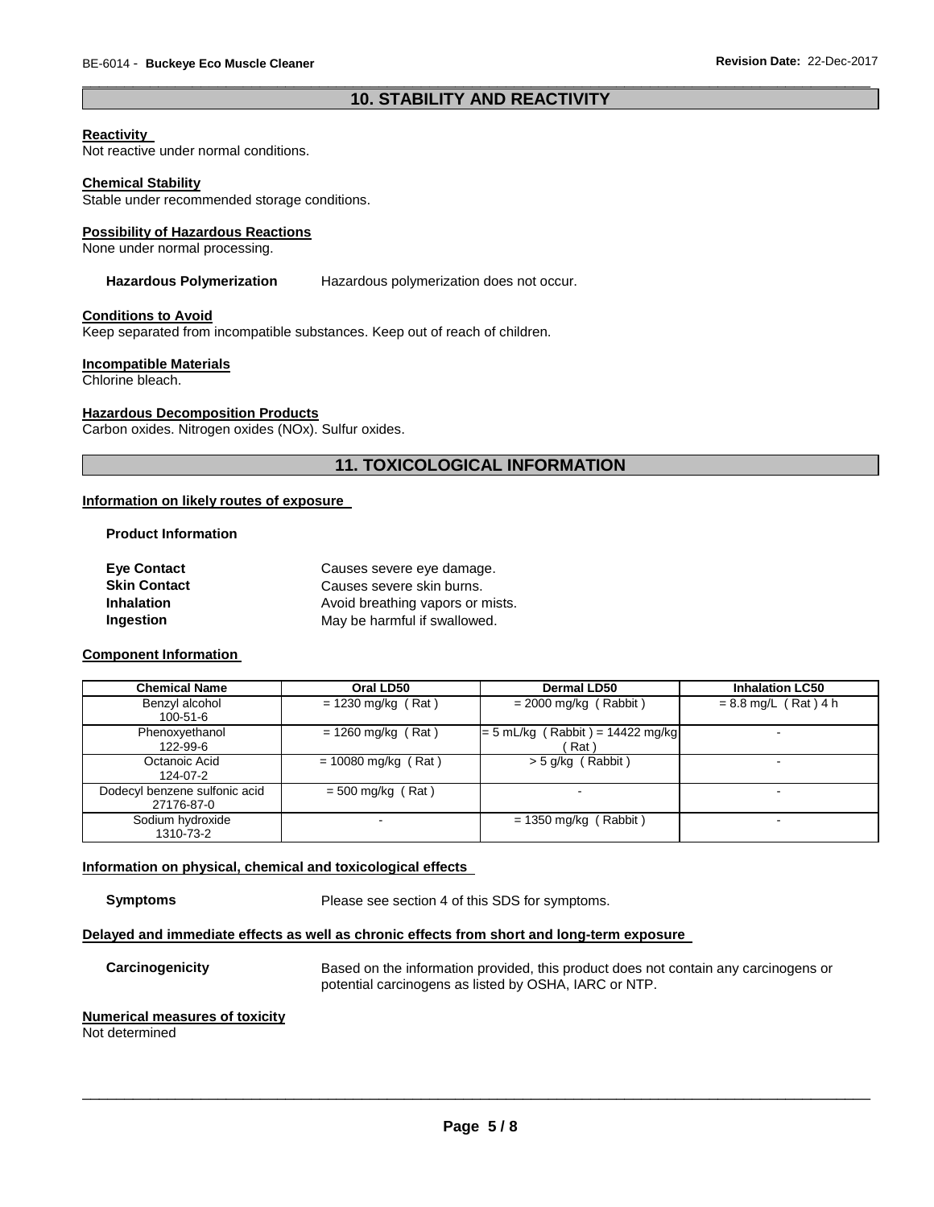## 10. STABILITY AND REACTIVITY

**Reactivity**
Not reactive under normal conditions.

**Chemical Stability**
Stable under recommended storage conditions.

**Possibility of Hazardous Reactions**
None under normal processing.

**Hazardous Polymerization** Hazardous polymerization does not occur.

**Conditions to Avoid**
Keep separated from incompatible substances. Keep out of reach of children.

**Incompatible Materials**
Chlorine bleach.

**Hazardous Decomposition Products**
Carbon oxides. Nitrogen oxides (NOx). Sulfur oxides.

## 11. TOXICOLOGICAL INFORMATION

**Information on likely routes of exposure**

**Product Information**

| | |
|---|---|
| **Eye Contact** | Causes severe eye damage. |
| **Skin Contact** | Causes severe skin burns. |
| **Inhalation** | Avoid breathing vapors or mists. |
| **Ingestion** | May be harmful if swallowed. |

**Component Information**

| Chemical Name | Oral LD50 | Dermal LD50 | Inhalation LC50 |
|---|---|---|---|
| Benzyl alcohol 100-51-6 | = 1230 mg/kg ( Rat ) | = 2000 mg/kg ( Rabbit ) | = 8.8 mg/L ( Rat ) 4 h |
| Phenoxyethanol 122-99-6 | = 1260 mg/kg ( Rat ) | = 5 mL/kg ( Rabbit ) = 14422 mg/kg ( Rat ) | - |
| Octanoic Acid 124-07-2 | = 10080 mg/kg ( Rat ) | > 5 g/kg ( Rabbit ) | - |
| Dodecyl benzene sulfonic acid 27176-87-0 | = 500 mg/kg ( Rat ) | - | - |
| Sodium hydroxide 1310-73-2 | - | = 1350 mg/kg ( Rabbit ) | - |

**Information on physical, chemical and toxicological effects**

**Symptoms** Please see section 4 of this SDS for symptoms.

**Delayed and immediate effects as well as chronic effects from short and long-term exposure**

**Carcinogenicity** Based on the information provided, this product does not contain any carcinogens or potential carcinogens as listed by OSHA, IARC or NTP.

**Numerical measures of toxicity**
Not determined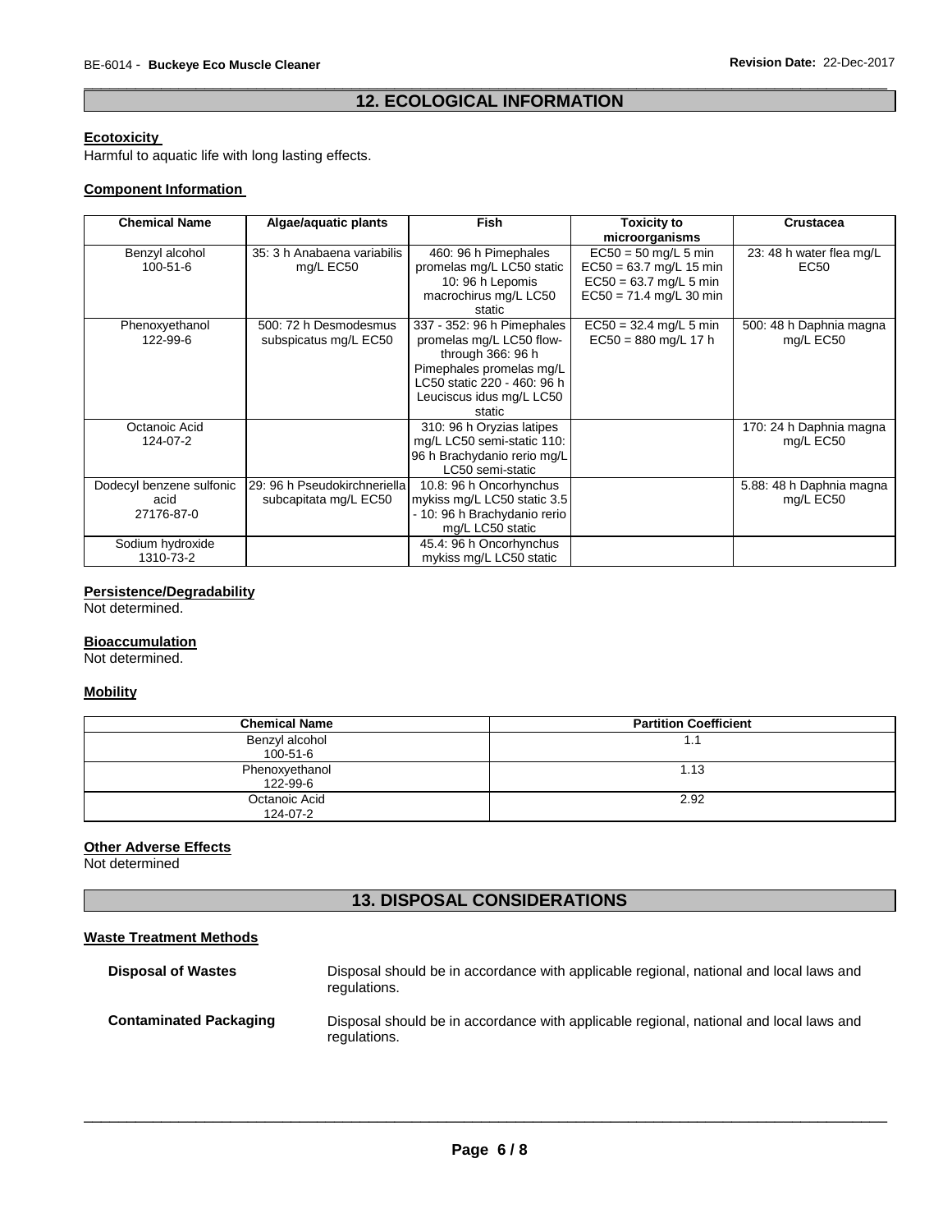## 12. ECOLOGICAL INFORMATION

**Ecotoxicity**

Harmful to aquatic life with long lasting effects.

**Component Information**

| Chemical Name | Algae/aquatic plants | Fish | Toxicity to microorganisms | Crustacea |
|---|---|---|---|---|
| Benzyl alcohol 100-51-6 | 35: 3 h Anabaena variabilis mg/L EC50 | 460: 96 h Pimephales promelas mg/L LC50 static 10: 96 h Lepomis macrochirus mg/L LC50 static | EC50 = 50 mg/L 5 min EC50 = 63.7 mg/L 15 min EC50 = 63.7 mg/L 5 min EC50 = 71.4 mg/L 30 min | 23: 48 h water flea mg/L EC50 |
| Phenoxyethanol 122-99-6 | 500: 72 h Desmodesmus subspicatus mg/L EC50 | 337 - 352: 96 h Pimephales promelas mg/L LC50 flow-through 366: 96 h Pimephales promelas mg/L LC50 static 220 - 460: 96 h Leuciscus idus mg/L LC50 static | EC50 = 32.4 mg/L 5 min EC50 = 880 mg/L 17 h | 500: 48 h Daphnia magna mg/L EC50 |
| Octanoic Acid 124-07-2 | | 310: 96 h Oryzias latipes mg/L LC50 semi-static 110: 96 h Brachydanio rerio mg/L LC50 semi-static | | 170: 24 h Daphnia magna mg/L EC50 |
| Dodecyl benzene sulfonic acid 27176-87-0 | 29: 96 h Pseudokirchneriella subcapitata mg/L EC50 | 10.8: 96 h Oncorhynchus mykiss mg/L LC50 static 3.5 - 10: 96 h Brachydanio rerio mg/L LC50 static | | 5.88: 48 h Daphnia magna mg/L EC50 |
| Sodium hydroxide 1310-73-2 | | 45.4: 96 h Oncorhynchus mykiss mg/L LC50 static | | |

**Persistence/Degradability**

Not determined.

**Bioaccumulation**

Not determined.

**Mobility**

| Chemical Name | Partition Coefficient |
|---|---|
| Benzyl alcohol 100-51-6 | 1.1 |
| Phenoxyethanol 122-99-6 | 1.13 |
| Octanoic Acid 124-07-2 | 2.92 |

**Other Adverse Effects**

Not determined

## 13. DISPOSAL CONSIDERATIONS

**Waste Treatment Methods**

**Disposal of Wastes**
Disposal should be in accordance with applicable regional, national and local laws and regulations.

**Contaminated Packaging**
Disposal should be in accordance with applicable regional, national and local laws and regulations.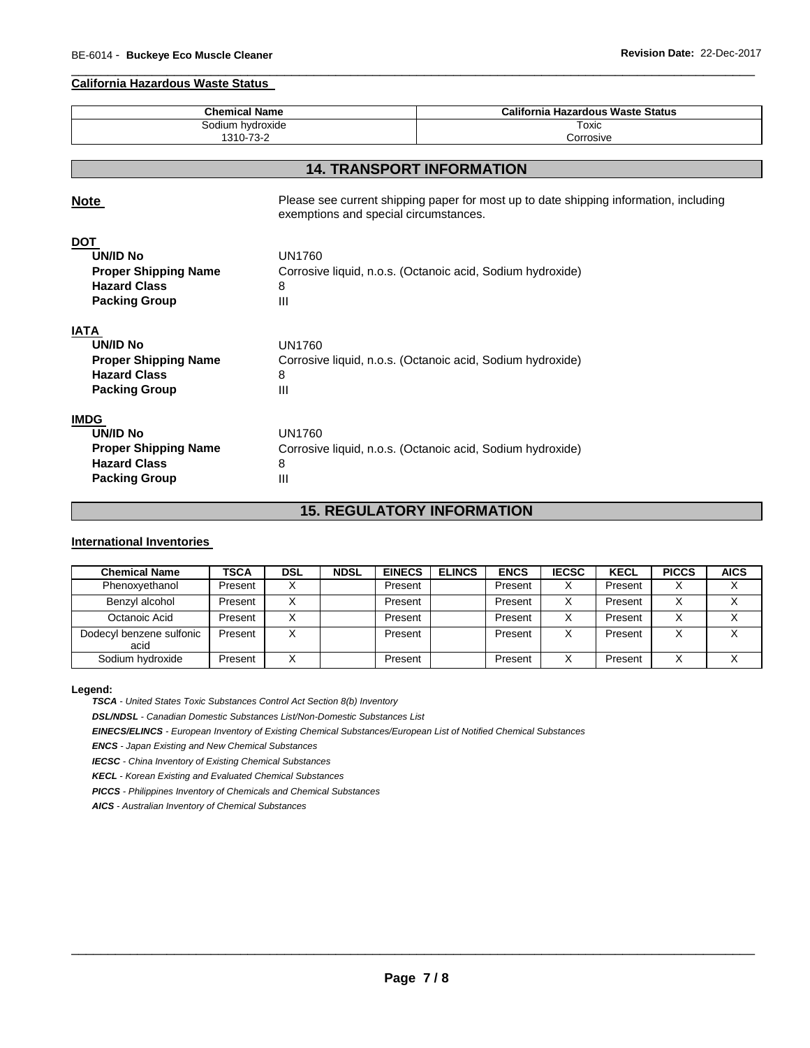#### California Hazardous Waste Status

| Chemical Name | California Hazardous Waste Status |
| --- | --- |
| Sodium hydroxide<br>1310-73-2 | Toxic<br>Corrosive |

## 14. TRANSPORT INFORMATION

**Note** Please see current shipping paper for most up to date shipping information, including exemptions and special circumstances.

**DOT**

| | |
| --- | --- |
| **UN/ID No** | UN1760 |
| **Proper Shipping Name** | Corrosive liquid, n.o.s. (Octanoic acid, Sodium hydroxide) |
| **Hazard Class** | 8 |
| **Packing Group** | III |

**IATA**

| | |
| --- | --- |
| **UN/ID No** | UN1760 |
| **Proper Shipping Name** | Corrosive liquid, n.o.s. (Octanoic acid, Sodium hydroxide) |
| **Hazard Class** | 8 |
| **Packing Group** | III |

**IMDG**

| | |
| --- | --- |
| **UN/ID No** | UN1760 |
| **Proper Shipping Name** | Corrosive liquid, n.o.s. (Octanoic acid, Sodium hydroxide) |
| **Hazard Class** | 8 |
| **Packing Group** | III |

## 15. REGULATORY INFORMATION

#### International Inventories

| Chemical Name | TSCA | DSL | NDSL | EINECS | ELINCS | ENCS | IECSC | KECL | PICCS | AICS |
| --- | --- | --- | --- | --- | --- | --- | --- | --- | --- | --- |
| Phenoxyethanol | Present | X | | Present | | Present | X | Present | X | X |
| Benzyl alcohol | Present | X | | Present | | Present | X | Present | X | X |
| Octanoic Acid | Present | X | | Present | | Present | X | Present | X | X |
| Dodecyl benzene sulfonic acid | Present | X | | Present | | Present | X | Present | X | X |
| Sodium hydroxide | Present | X | | Present | | Present | X | Present | X | X |

**Legend:**

***TSCA*** *- United States Toxic Substances Control Act Section 8(b) Inventory*

***DSL/NDSL*** *- Canadian Domestic Substances List/Non-Domestic Substances List*

***EINECS/ELINCS*** *- European Inventory of Existing Chemical Substances/European List of Notified Chemical Substances*

***ENCS*** *- Japan Existing and New Chemical Substances*

***IECSC*** *- China Inventory of Existing Chemical Substances*

***KECL*** *- Korean Existing and Evaluated Chemical Substances*

***PICCS*** *- Philippines Inventory of Chemicals and Chemical Substances*

***AICS*** *- Australian Inventory of Chemical Substances*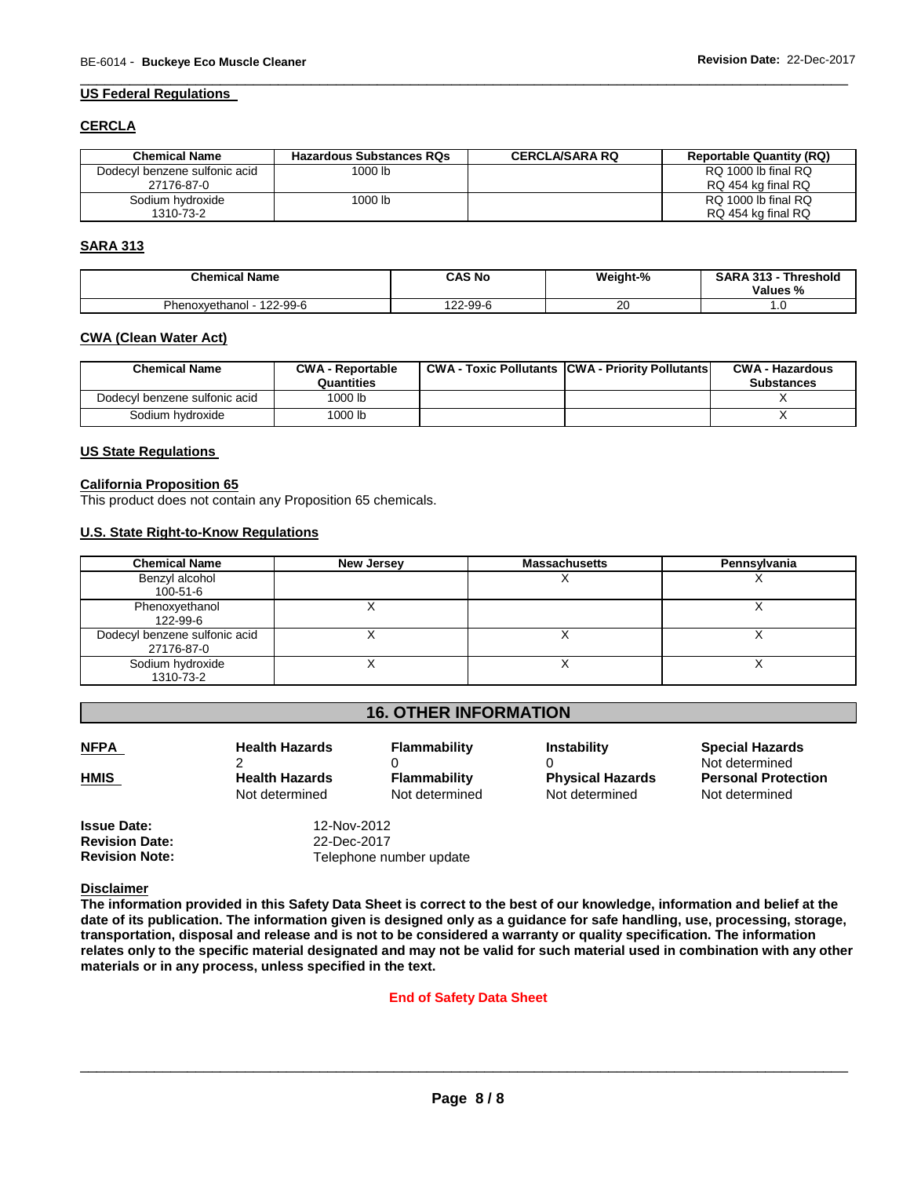## US Federal Regulations

### CERCLA

| Chemical Name | Hazardous Substances RQs | CERCLA/SARA RQ | Reportable Quantity (RQ) |
|---|---|---|---|
| Dodecyl benzene sulfonic acid 27176-87-0 | 1000 lb | | RQ 1000 lb final RQ RQ 454 kg final RQ |
| Sodium hydroxide 1310-73-2 | 1000 lb | | RQ 1000 lb final RQ RQ 454 kg final RQ |

### SARA 313

| Chemical Name | CAS No | Weight-% | SARA 313 - Threshold Values % |
|---|---|---|---|
| Phenoxyethanol - 122-99-6 | 122-99-6 | 20 | 1.0 |

### CWA (Clean Water Act)

| Chemical Name | CWA - Reportable Quantities | CWA - Toxic Pollutants | CWA - Priority Pollutants | CWA - Hazardous Substances |
|---|---|---|---|---|
| Dodecyl benzene sulfonic acid | 1000 lb | | | X |
| Sodium hydroxide | 1000 lb | | | X |

## US State Regulations

### California Proposition 65

This product does not contain any Proposition 65 chemicals.

### U.S. State Right-to-Know Regulations

| Chemical Name | New Jersey | Massachusetts | Pennsylvania |
|---|---|---|---|
| Benzyl alcohol 100-51-6 | | X | X |
| Phenoxyethanol 122-99-6 | X | | X |
| Dodecyl benzene sulfonic acid 27176-87-0 | X | X | X |
| Sodium hydroxide 1310-73-2 | X | X | X |

# 16. OTHER INFORMATION

| | | | | |
|---|---|---|---|---|
| **NFPA** | **Health Hazards** 2 | **Flammability** 0 | **Instability** 0 | **Special Hazards** Not determined |
| **HMIS** | **Health Hazards** Not determined | **Flammability** Not determined | **Physical Hazards** Not determined | **Personal Protection** Not determined |

**Issue Date:** 12-Nov-2012
**Revision Date:** 22-Dec-2017
**Revision Note:** Telephone number update

### Disclaimer

**The information provided in this Safety Data Sheet is correct to the best of our knowledge, information and belief at the date of its publication. The information given is designed only as a guidance for safe handling, use, processing, storage, transportation, disposal and release and is not to be considered a warranty or quality specification. The information relates only to the specific material designated and may not be valid for such material used in combination with any other materials or in any process, unless specified in the text.**

**End of Safety Data Sheet**